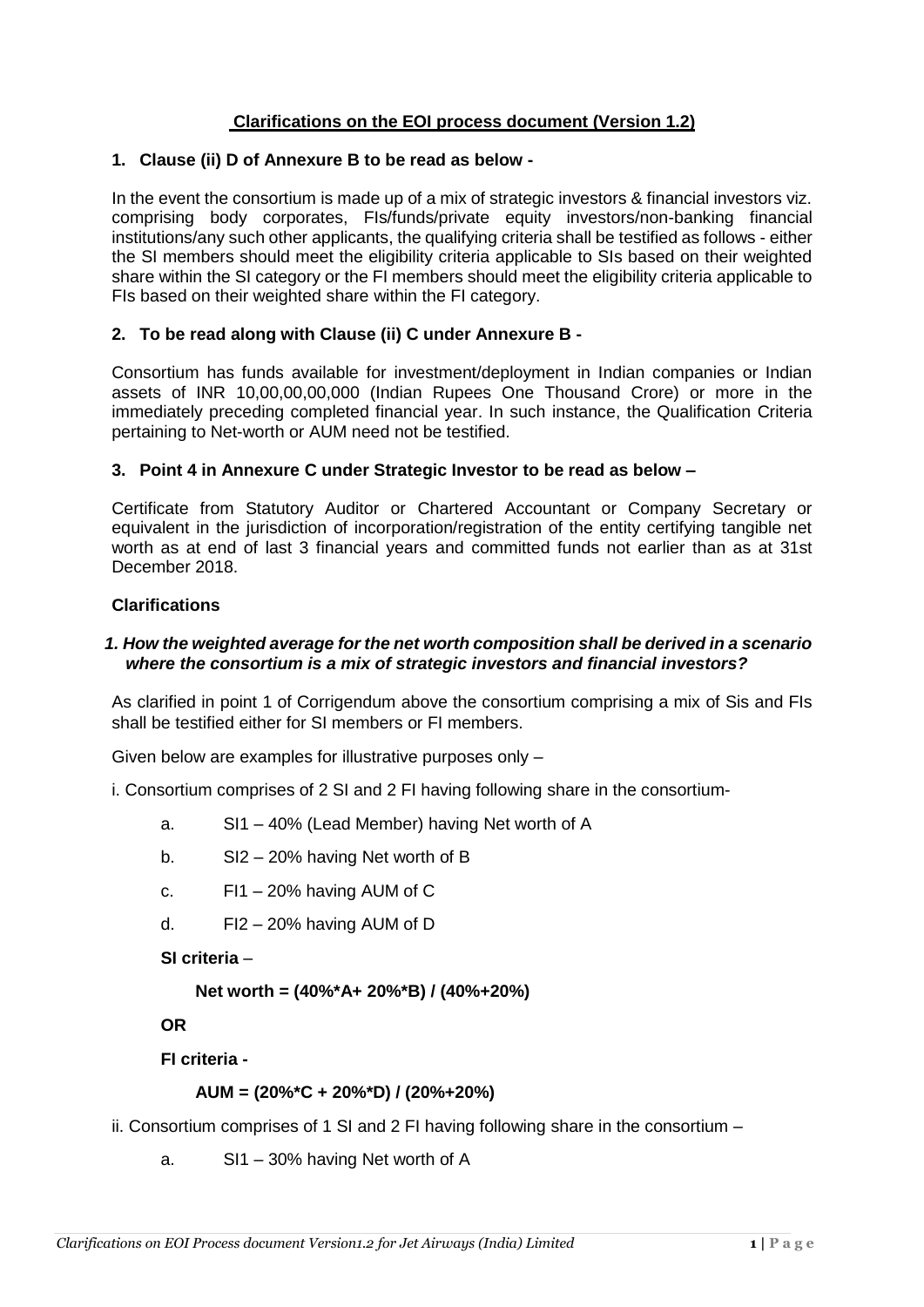## Clarifications on the EOI process document (Version 1.2)

### 1. Clause (ii) D of Annexure B to be read as below -

In the event the consortium is made up of a mix of strategic investors & financial investors viz. comprising body corporates, FIs/funds/private equity investors/non-banking financial institutions/any such other applicants, the qualifying criteria shall be testified as follows - either the SI members should meet the eligibility criteria applicable to SIs based on their weighted share within the SI category or the FI members should meet the eligibility criteria applicable to FIs based on their weighted share within the FI category.

### 2. To be read along with Clause (ii) C under Annexure B -

Consortium has funds available for investment/deployment in Indian companies or Indian assets of INR 10,00,00,00,000 (Indian Rupees One Thousand Crore) or more in the immediately preceding completed financial year. In such instance, the Qualification Criteria pertaining to Net-worth or AUM need not be testified.

### 3. Point 4 in Annexure C under Strategic Investor to be read as below –

Certificate from Statutory Auditor or Chartered Accountant or Company Secretary or equivalent in the jurisdiction of incorporation/registration of the entity certifying tangible net worth as at end of last 3 financial years and committed funds not earlier than as at 31st December 2018.

### Clarifications

***1. How the weighted average for the net worth composition shall be derived in a scenario where the consortium is a mix of strategic investors and financial investors?***

As clarified in point 1 of Corrigendum above the consortium comprising a mix of Sis and FIs shall be testified either for SI members or FI members.

Given below are examples for illustrative purposes only –

i. Consortium comprises of 2 SI and 2 FI having following share in the consortium-

a. SI1 – 40% (Lead Member) having Net worth of A

b. SI2 – 20% having Net worth of B

c. FI1 – 20% having AUM of C

d. FI2 – 20% having AUM of D

**SI criteria** –

**Net worth = (40%*A+ 20%*B) / (40%+20%)**

**OR**

**FI criteria -**

**AUM = (20%*C + 20%*D) / (20%+20%)**

ii. Consortium comprises of 1 SI and 2 FI having following share in the consortium –

a. SI1 – 30% having Net worth of A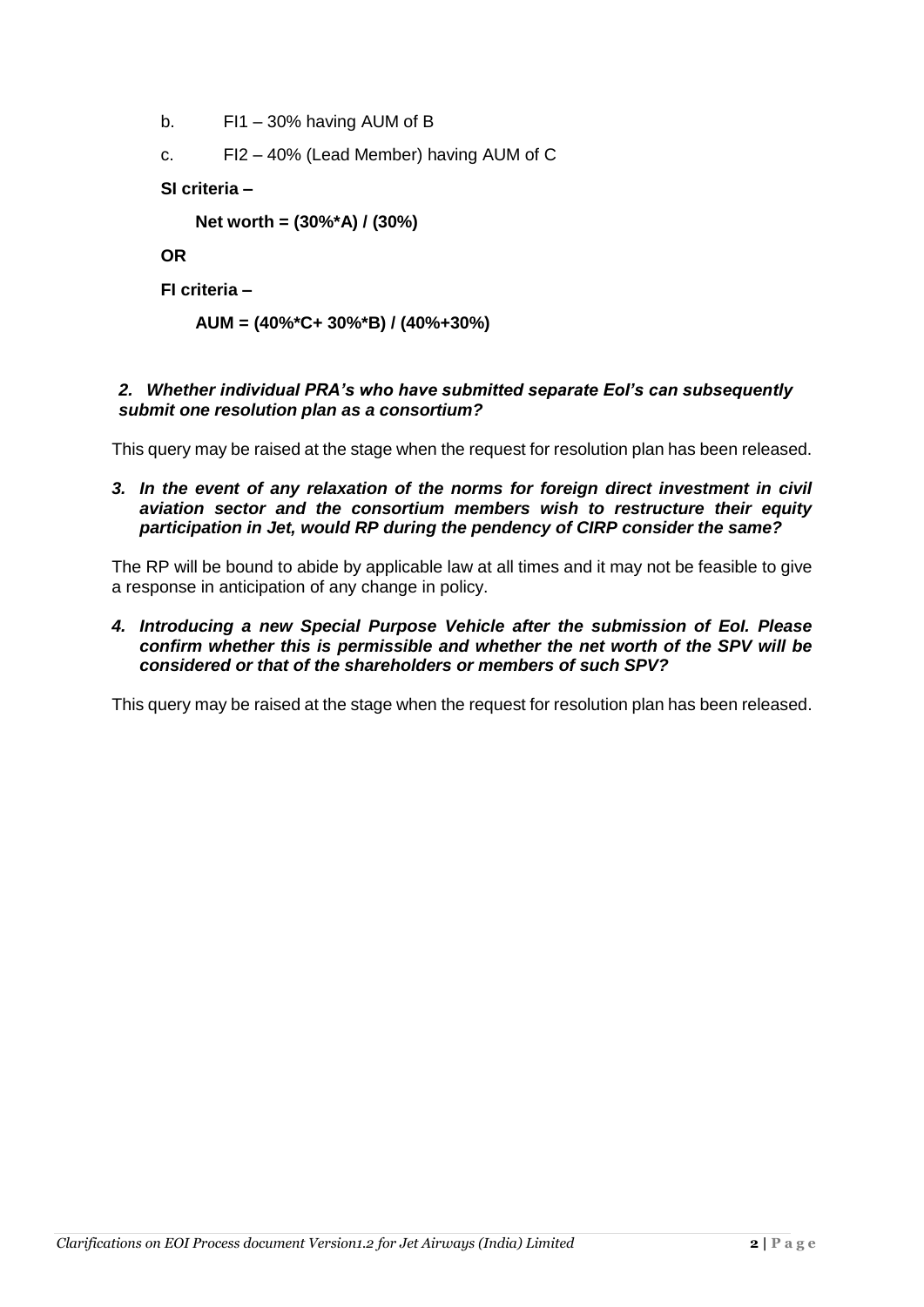b. FI1 – 30% having AUM of B

c. FI2 – 40% (Lead Member) having AUM of C

**SI criteria –**

**Net worth = (30%*A) / (30%)**

**OR**

**FI criteria –**

**AUM = (40%*C+ 30%*B) / (40%+30%)**

***2. Whether individual PRA's who have submitted separate EoI's can subsequently submit one resolution plan as a consortium?***

This query may be raised at the stage when the request for resolution plan has been released.

***3. In the event of any relaxation of the norms for foreign direct investment in civil aviation sector and the consortium members wish to restructure their equity participation in Jet, would RP during the pendency of CIRP consider the same?***

The RP will be bound to abide by applicable law at all times and it may not be feasible to give a response in anticipation of any change in policy.

***4. Introducing a new Special Purpose Vehicle after the submission of EoI. Please confirm whether this is permissible and whether the net worth of the SPV will be considered or that of the shareholders or members of such SPV?***

This query may be raised at the stage when the request for resolution plan has been released.